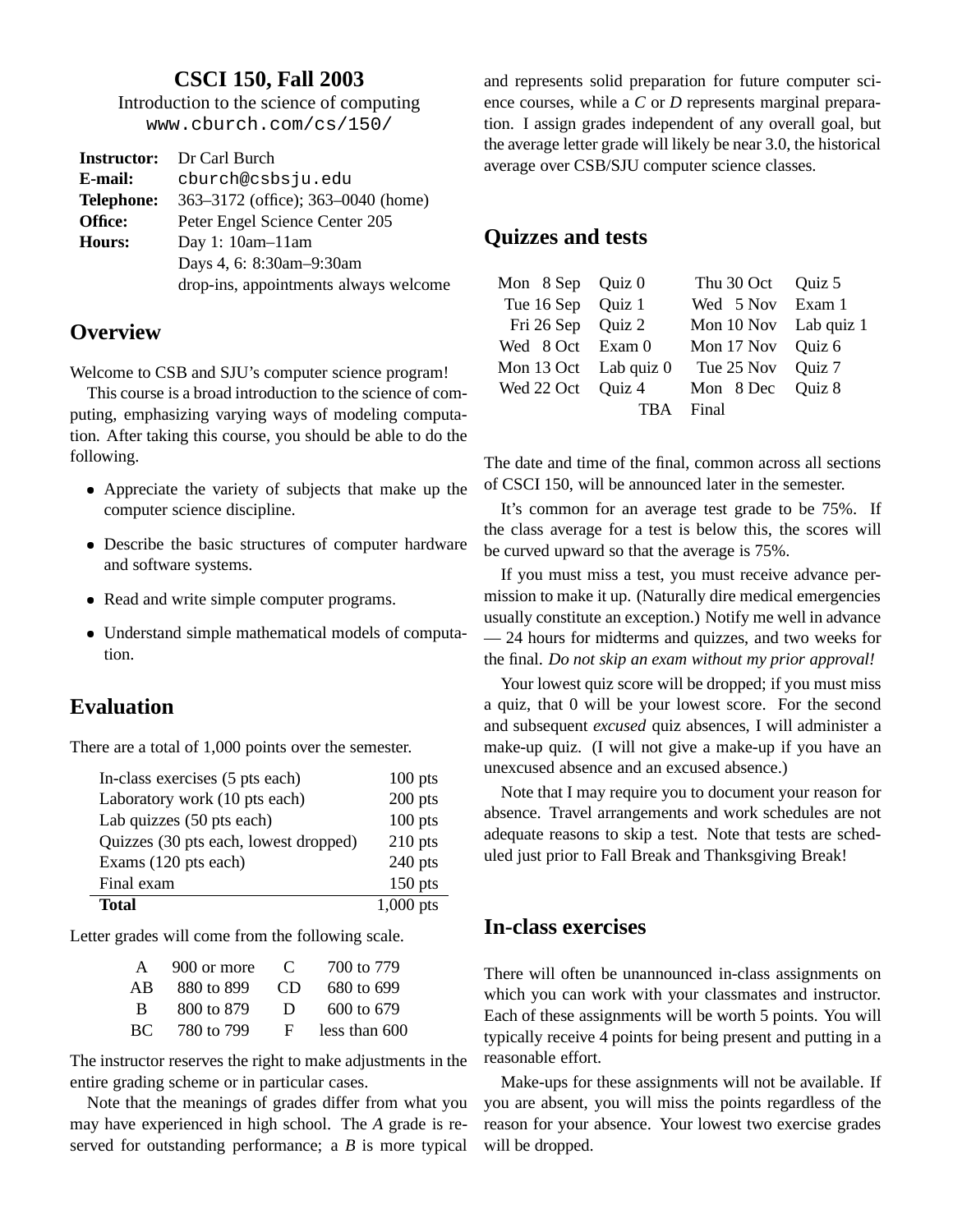# CSCI 150, Fall 2003

Introduction to the science of computing
www.cburch.com/cs/150/

| | |
|---|---|
| **Instructor:** | Dr Carl Burch |
| **E-mail:** | cburch@csbsju.edu |
| **Telephone:** | 363–3172 (office); 363–0040 (home) |
| **Office:** | Peter Engel Science Center 205 |
| **Hours:** | Day 1: 10am–11am |
| | Days 4, 6: 8:30am–9:30am |
| | drop-ins, appointments always welcome |

## Overview

Welcome to CSB and SJU's computer science program!

This course is a broad introduction to the science of computing, emphasizing varying ways of modeling computation. After taking this course, you should be able to do the following.

- Appreciate the variety of subjects that make up the computer science discipline.
- Describe the basic structures of computer hardware and software systems.
- Read and write simple computer programs.
- Understand simple mathematical models of computation.

## Evaluation

There are a total of 1,000 points over the semester.

| | |
|---|---|
| In-class exercises (5 pts each) | 100 pts |
| Laboratory work (10 pts each) | 200 pts |
| Lab quizzes (50 pts each) | 100 pts |
| Quizzes (30 pts each, lowest dropped) | 210 pts |
| Exams (120 pts each) | 240 pts |
| Final exam | 150 pts |
| **Total** | 1,000 pts |

Letter grades will come from the following scale.

| | | | |
|---|---|---|---|
| A | 900 or more | C | 700 to 779 |
| AB | 880 to 899 | CD | 680 to 699 |
| B | 800 to 879 | D | 600 to 679 |
| BC | 780 to 799 | F | less than 600 |

The instructor reserves the right to make adjustments in the entire grading scheme or in particular cases.

Note that the meanings of grades differ from what you may have experienced in high school. The *A* grade is reserved for outstanding performance; a *B* is more typical and represents solid preparation for future computer science courses, while a *C* or *D* represents marginal preparation. I assign grades independent of any overall goal, but the average letter grade will likely be near 3.0, the historical average over CSB/SJU computer science classes.

## Quizzes and tests

| | | | |
|---|---|---|---|
| Mon 8 Sep | Quiz 0 | Thu 30 Oct | Quiz 5 |
| Tue 16 Sep | Quiz 1 | Wed 5 Nov | Exam 1 |
| Fri 26 Sep | Quiz 2 | Mon 10 Nov | Lab quiz 1 |
| Wed 8 Oct | Exam 0 | Mon 17 Nov | Quiz 6 |
| Mon 13 Oct | Lab quiz 0 | Tue 25 Nov | Quiz 7 |
| Wed 22 Oct | Quiz 4 | Mon 8 Dec | Quiz 8 |
| | TBA | Final | |

The date and time of the final, common across all sections of CSCI 150, will be announced later in the semester.

It's common for an average test grade to be 75%. If the class average for a test is below this, the scores will be curved upward so that the average is 75%.

If you must miss a test, you must receive advance permission to make it up. (Naturally dire medical emergencies usually constitute an exception.) Notify me well in advance — 24 hours for midterms and quizzes, and two weeks for the final. *Do not skip an exam without my prior approval!*

Your lowest quiz score will be dropped; if you must miss a quiz, that 0 will be your lowest score. For the second and subsequent *excused* quiz absences, I will administer a make-up quiz. (I will not give a make-up if you have an unexcused absence and an excused absence.)

Note that I may require you to document your reason for absence. Travel arrangements and work schedules are not adequate reasons to skip a test. Note that tests are scheduled just prior to Fall Break and Thanksgiving Break!

## In-class exercises

There will often be unannounced in-class assignments on which you can work with your classmates and instructor. Each of these assignments will be worth 5 points. You will typically receive 4 points for being present and putting in a reasonable effort.

Make-ups for these assignments will not be available. If you are absent, you will miss the points regardless of the reason for your absence. Your lowest two exercise grades will be dropped.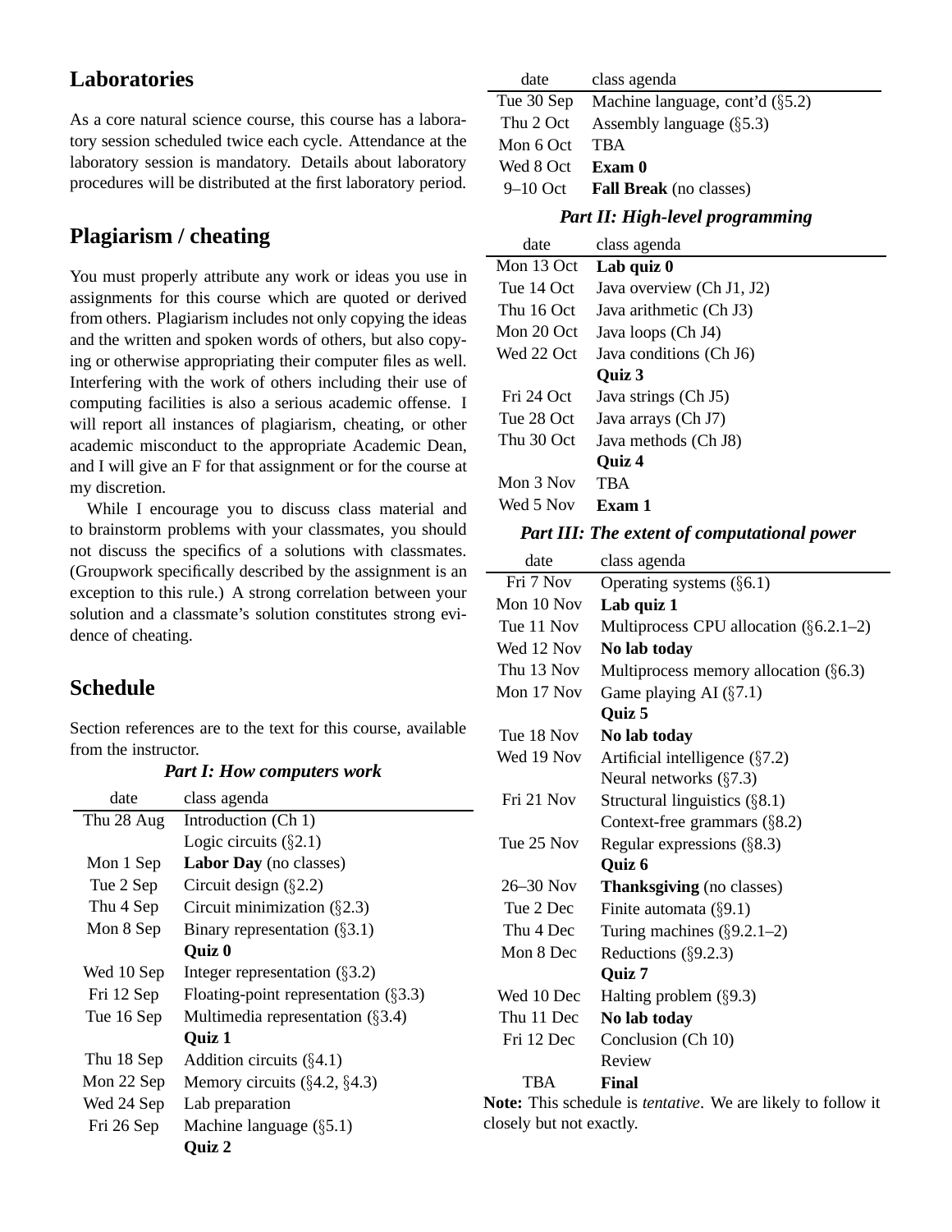## Laboratories

As a core natural science course, this course has a laboratory session scheduled twice each cycle. Attendance at the laboratory session is mandatory. Details about laboratory procedures will be distributed at the first laboratory period.

## Plagiarism / cheating

You must properly attribute any work or ideas you use in assignments for this course which are quoted or derived from others. Plagiarism includes not only copying the ideas and the written and spoken words of others, but also copying or otherwise appropriating their computer files as well. Interfering with the work of others including their use of computing facilities is also a serious academic offense. I will report all instances of plagiarism, cheating, or other academic misconduct to the appropriate Academic Dean, and I will give an F for that assignment or for the course at my discretion.

While I encourage you to discuss class material and to brainstorm problems with your classmates, you should not discuss the specifics of a solutions with classmates. (Groupwork specifically described by the assignment is an exception to this rule.) A strong correlation between your solution and a classmate's solution constitutes strong evidence of cheating.

## Schedule

Section references are to the text for this course, available from the instructor.

***Part I: How computers work***

| date | class agenda |
|---|---|
| Thu 28 Aug | Introduction (Ch 1) |
| | Logic circuits (§2.1) |
| Mon 1 Sep | **Labor Day** (no classes) |
| Tue 2 Sep | Circuit design (§2.2) |
| Thu 4 Sep | Circuit minimization (§2.3) |
| Mon 8 Sep | Binary representation (§3.1) |
| | **Quiz 0** |
| Wed 10 Sep | Integer representation (§3.2) |
| Fri 12 Sep | Floating-point representation (§3.3) |
| Tue 16 Sep | Multimedia representation (§3.4) |
| | **Quiz 1** |
| Thu 18 Sep | Addition circuits (§4.1) |
| Mon 22 Sep | Memory circuits (§4.2, §4.3) |
| Wed 24 Sep | Lab preparation |
| Fri 26 Sep | Machine language (§5.1) |
| | **Quiz 2** |
| Tue 30 Sep | Machine language, cont'd (§5.2) |
| Thu 2 Oct | Assembly language (§5.3) |
| Mon 6 Oct | TBA |
| Wed 8 Oct | **Exam 0** |
| 9–10 Oct | **Fall Break** (no classes) |

***Part II: High-level programming***

| date | class agenda |
|---|---|
| Mon 13 Oct | **Lab quiz 0** |
| Tue 14 Oct | Java overview (Ch J1, J2) |
| Thu 16 Oct | Java arithmetic (Ch J3) |
| Mon 20 Oct | Java loops (Ch J4) |
| Wed 22 Oct | Java conditions (Ch J6) |
| | **Quiz 3** |
| Fri 24 Oct | Java strings (Ch J5) |
| Tue 28 Oct | Java arrays (Ch J7) |
| Thu 30 Oct | Java methods (Ch J8) |
| | **Quiz 4** |
| Mon 3 Nov | TBA |
| Wed 5 Nov | **Exam 1** |

***Part III: The extent of computational power***

| date | class agenda |
|---|---|
| Fri 7 Nov | Operating systems (§6.1) |
| Mon 10 Nov | **Lab quiz 1** |
| Tue 11 Nov | Multiprocess CPU allocation (§6.2.1–2) |
| Wed 12 Nov | **No lab today** |
| Thu 13 Nov | Multiprocess memory allocation (§6.3) |
| Mon 17 Nov | Game playing AI (§7.1) |
| | **Quiz 5** |
| Tue 18 Nov | **No lab today** |
| Wed 19 Nov | Artificial intelligence (§7.2) |
| | Neural networks (§7.3) |
| Fri 21 Nov | Structural linguistics (§8.1) |
| | Context-free grammars (§8.2) |
| Tue 25 Nov | Regular expressions (§8.3) |
| | **Quiz 6** |
| 26–30 Nov | **Thanksgiving** (no classes) |
| Tue 2 Dec | Finite automata (§9.1) |
| Thu 4 Dec | Turing machines (§9.2.1–2) |
| Mon 8 Dec | Reductions (§9.2.3) |
| | **Quiz 7** |
| Wed 10 Dec | Halting problem (§9.3) |
| Thu 11 Dec | **No lab today** |
| Fri 12 Dec | Conclusion (Ch 10) |
| | Review |
| TBA | **Final** |

**Note:** This schedule is *tentative*. We are likely to follow it closely but not exactly.